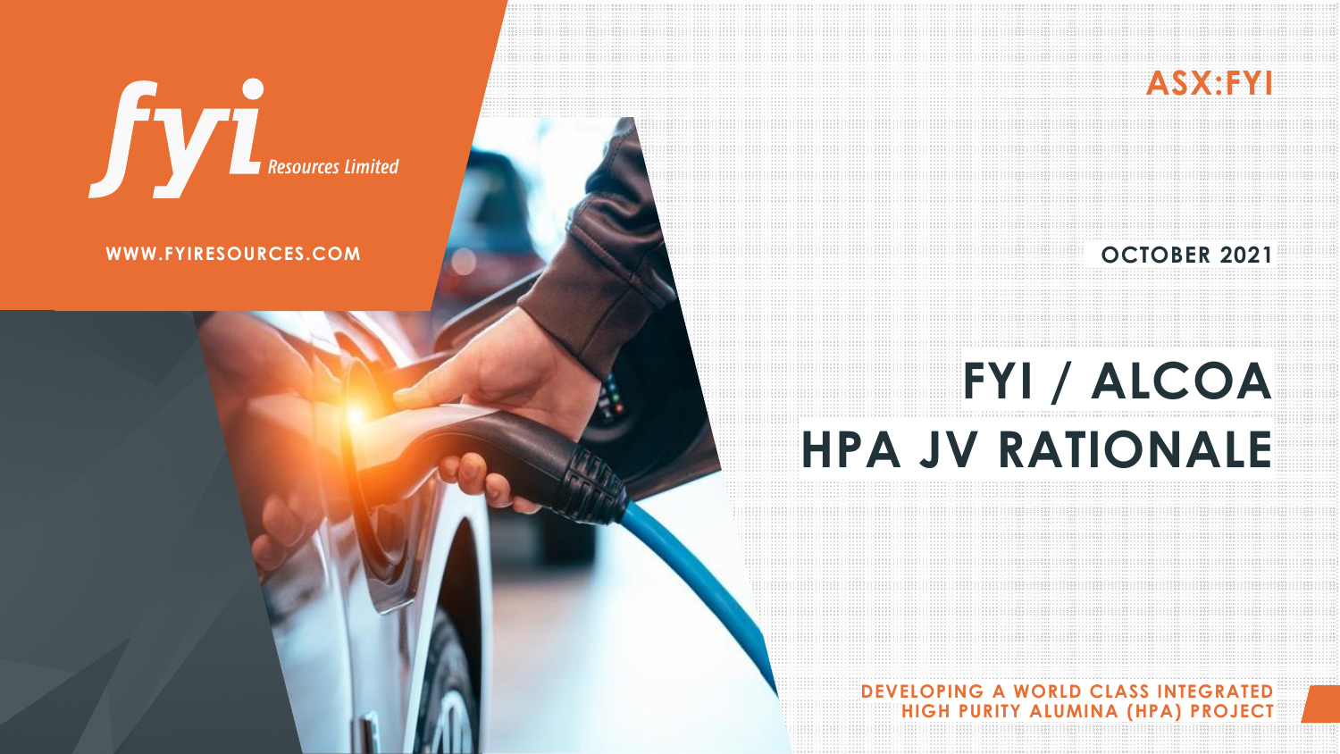fyi Resources Limited

WWW.FYIRESOURCES.COM

ASX:FYI

OCTOBER 2021

# FYI / ALCOA HPA JV RATIONALE

**DEVELOPING A WORLD CLASS INTEGRATED HIGH PURITY ALUMINA (HPA) PROJECT**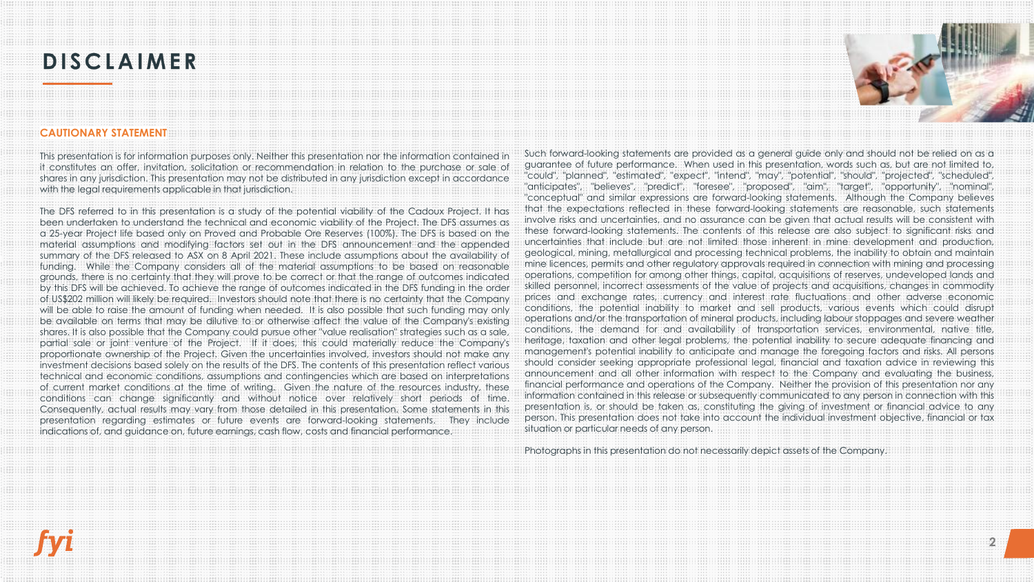# DISCLAIMER

**CAUTIONARY STATEMENT**

This presentation is for information purposes only. Neither this presentation nor the information contained in it constitutes an offer, invitation, solicitation or recommendation in relation to the purchase or sale of shares in any jurisdiction. This presentation may not be distributed in any jurisdiction except in accordance with the legal requirements applicable in that jurisdiction.

The DFS referred to in this presentation is a study of the potential viability of the Cadoux Project. It has been undertaken to understand the technical and economic viability of the Project. The DFS assumes as a 25-year Project life based only on Proved and Probable Ore Reserves (100%). The DFS is based on the material assumptions and modifying factors set out in the DFS announcement and the appended summary of the DFS released to ASX on 8 April 2021. These include assumptions about the availability of funding. While the Company considers all of the material assumptions to be based on reasonable grounds, there is no certainty that they will prove to be correct or that the range of outcomes indicated by this DFS will be achieved. To achieve the range of outcomes indicated in the DFS funding in the order of US$202 million will likely be required. Investors should note that there is no certainty that the Company will be able to raise the amount of funding when needed. It is also possible that such funding may only be available on terms that may be dilutive to or otherwise affect the value of the Company's existing shares. It is also possible that the Company could pursue other "value realisation" strategies such as a sale, partial sale or joint venture of the Project. If it does, this could materially reduce the Company's proportionate ownership of the Project. Given the uncertainties involved, investors should not make any investment decisions based solely on the results of the DFS. The contents of this presentation reflect various technical and economic conditions, assumptions and contingencies which are based on interpretations of current market conditions at the time of writing. Given the nature of the resources industry, these conditions can change significantly and without notice over relatively short periods of time. Consequently, actual results may vary from those detailed in this presentation. Some statements in this presentation regarding estimates or future events are forward-looking statements. They include indications of, and guidance on, future earnings, cash flow, costs and financial performance.

Such forward-looking statements are provided as a general guide only and should not be relied on as a guarantee of future performance. When used in this presentation, words such as, but are not limited to, "could", "planned", "estimated", "expect", "intend", "may", "potential", "should", "projected", "scheduled", "anticipates", "believes", "predict", "foresee", "proposed", "aim", "target", "opportunity", "nominal", "conceptual" and similar expressions are forward-looking statements. Although the Company believes that the expectations reflected in these forward-looking statements are reasonable, such statements involve risks and uncertainties, and no assurance can be given that actual results will be consistent with these forward-looking statements. The contents of this release are also subject to significant risks and uncertainties that include but are not limited those inherent in mine development and production, geological, mining, metallurgical and processing technical problems, the inability to obtain and maintain mine licences, permits and other regulatory approvals required in connection with mining and processing operations, competition for among other things, capital, acquisitions of reserves, undeveloped lands and skilled personnel, incorrect assessments of the value of projects and acquisitions, changes in commodity prices and exchange rates, currency and interest rate fluctuations and other adverse economic conditions, the potential inability to market and sell products, various events which could disrupt operations and/or the transportation of mineral products, including labour stoppages and severe weather conditions, the demand for and availability of transportation services, environmental, native title, heritage, taxation and other legal problems, the potential inability to secure adequate financing and management's potential inability to anticipate and manage the foregoing factors and risks. All persons should consider seeking appropriate professional legal, financial and taxation advice in reviewing this announcement and all other information with respect to the Company and evaluating the business, financial performance and operations of the Company. Neither the provision of this presentation nor any information contained in this release or subsequently communicated to any person in connection with this presentation is, or should be taken as, constituting the giving of investment or financial advice to any person. This presentation does not take into account the individual investment objective, financial or tax situation or particular needs of any person.

Photographs in this presentation do not necessarily depict assets of the Company.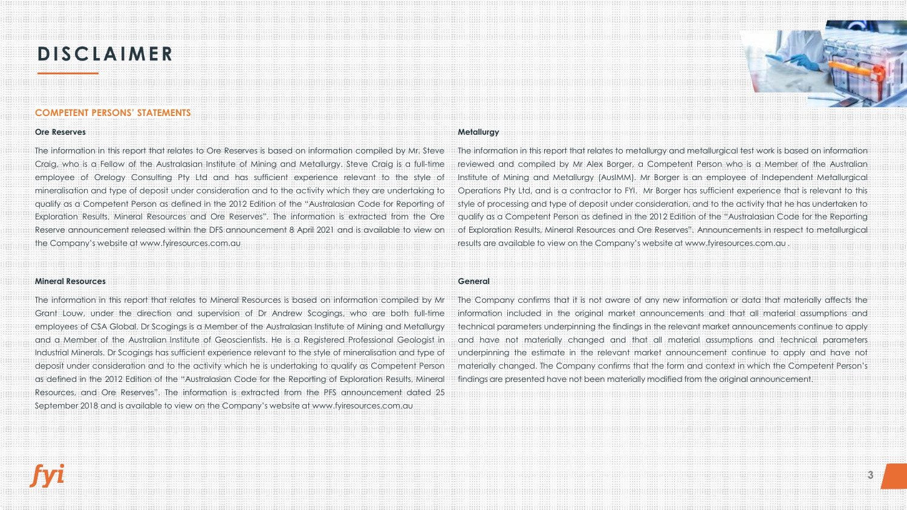# DISCLAIMER

## COMPETENT PERSONS' STATEMENTS

### Ore Reserves

The information in this report that relates to Ore Reserves is based on information compiled by Mr. Steve Craig, who is a Fellow of the Australasian Institute of Mining and Metallurgy. Steve Craig is a full-time employee of Orelogy Consulting Pty Ltd and has sufficient experience relevant to the style of mineralisation and type of deposit under consideration and to the activity which they are undertaking to qualify as a Competent Person as defined in the 2012 Edition of the "Australasian Code for Reporting of Exploration Results, Mineral Resources and Ore Reserves". The information is extracted from the Ore Reserve announcement released within the DFS announcement 8 April 2021 and is available to view on the Company's website at www.fyiresources.com.au

### Mineral Resources

The information in this report that relates to Mineral Resources is based on information compiled by Mr Grant Louw, under the direction and supervision of Dr Andrew Scogings, who are both full-time employees of CSA Global. Dr Scogings is a Member of the Australasian Institute of Mining and Metallurgy and a Member of the Australian Institute of Geoscientists. He is a Registered Professional Geologist in Industrial Minerals. Dr Scogings has sufficient experience relevant to the style of mineralisation and type of deposit under consideration and to the activity which he is undertaking to qualify as Competent Person as defined in the 2012 Edition of the "Australasian Code for the Reporting of Exploration Results, Mineral Resources, and Ore Reserves". The information is extracted from the PFS announcement dated 25 September 2018 and is available to view on the Company's website at www.fyiresources.com.au

### Metallurgy

The information in this report that relates to metallurgy and metallurgical test work is based on information reviewed and compiled by Mr Alex Borger, a Competent Person who is a Member of the Australian Institute of Mining and Metallurgy (AusIMM). Mr Borger is an employee of Independent Metallurgical Operations Pty Ltd, and is a contractor to FYI. Mr Borger has sufficient experience that is relevant to this style of processing and type of deposit under consideration, and to the activity that he has undertaken to qualify as a Competent Person as defined in the 2012 Edition of the "Australasian Code for the Reporting of Exploration Results, Mineral Resources and Ore Reserves". Announcements in respect to metallurgical results are available to view on the Company's website at www.fyiresources.com.au .

### General

The Company confirms that it is not aware of any new information or data that materially affects the information included in the original market announcements and that all material assumptions and technical parameters underpinning the findings in the relevant market announcements continue to apply and have not materially changed and that all material assumptions and technical parameters underpinning the estimate in the relevant market announcement continue to apply and have not materially changed. The Company confirms that the form and context in which the Competent Person's findings are presented have not been materially modified from the original announcement.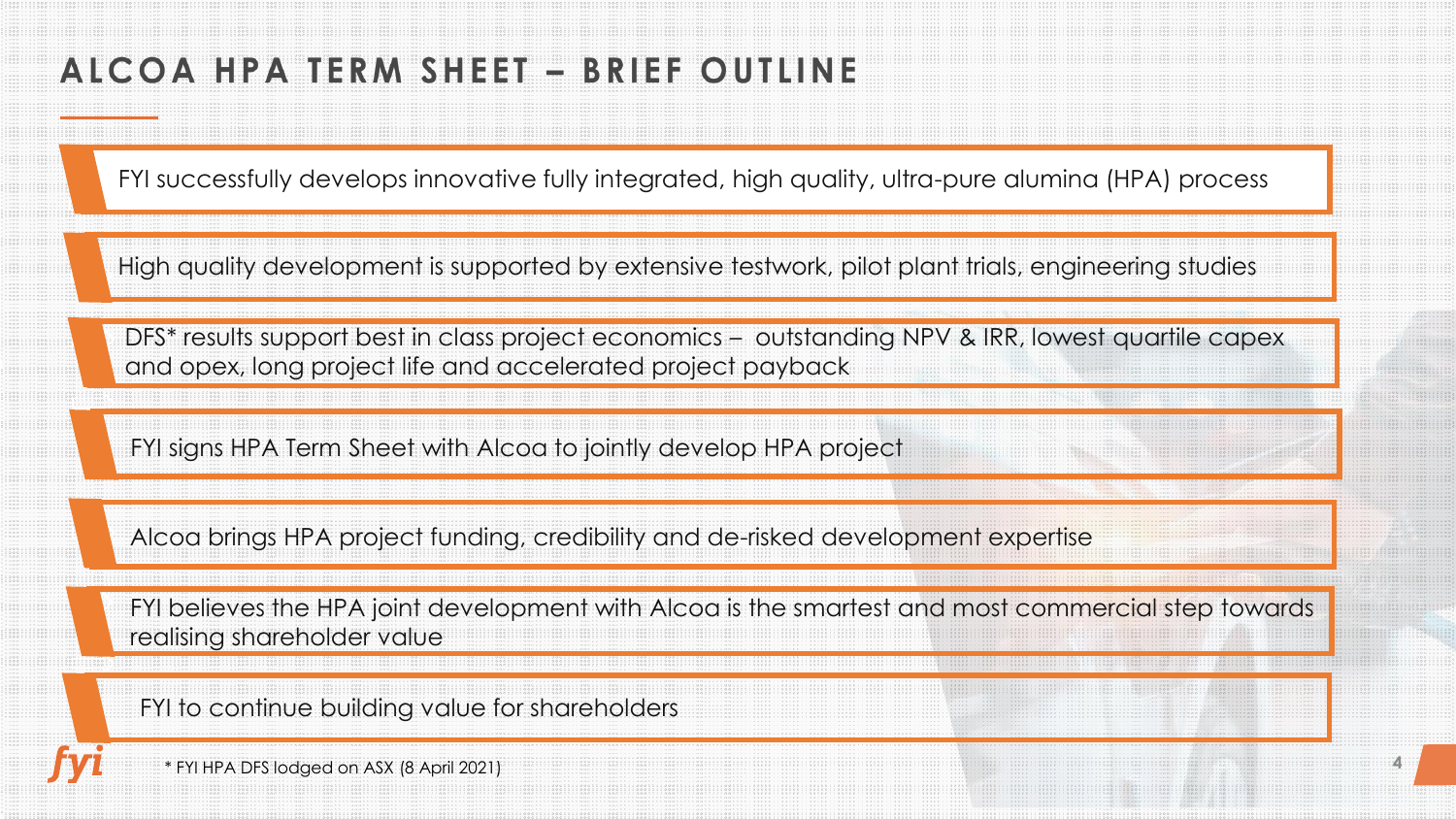# ALCOA HPA TERM SHEET – BRIEF OUTLINE

- FYI successfully develops innovative fully integrated, high quality, ultra-pure alumina (HPA) process
- High quality development is supported by extensive testwork, pilot plant trials, engineering studies
- DFS* results support best in class project economics – outstanding NPV & IRR, lowest quartile capex and opex, long project life and accelerated project payback
- FYI signs HPA Term Sheet with Alcoa to jointly develop HPA project
- Alcoa brings HPA project funding, credibility and de-risked development expertise
- FYI believes the HPA joint development with Alcoa is the smartest and most commercial step towards realising shareholder value
- FYI to continue building value for shareholders

* FYI HPA DFS lodged on ASX (8 April 2021)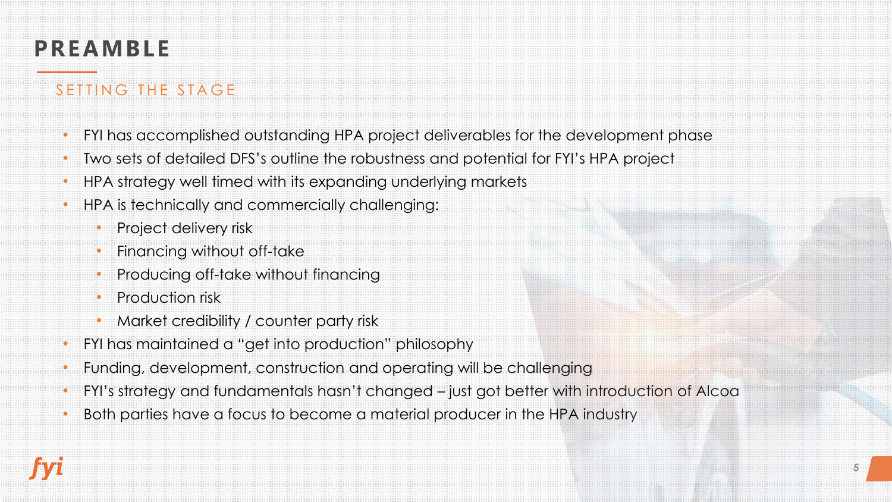# PREAMBLE

## SETTING THE STAGE

- FYI has accomplished outstanding HPA project deliverables for the development phase
- Two sets of detailed DFS's outline the robustness and potential for FYI's HPA project
- HPA strategy well timed with its expanding underlying markets
- HPA is technically and commercially challenging:
  - Project delivery risk
  - Financing without off-take
  - Producing off-take without financing
  - Production risk
  - Market credibility / counter party risk
- FYI has maintained a "get into production" philosophy
- Funding, development, construction and operating will be challenging
- FYI's strategy and fundamentals hasn't changed – just got better with introduction of Alcoa
- Both parties have a focus to become a material producer in the HPA industry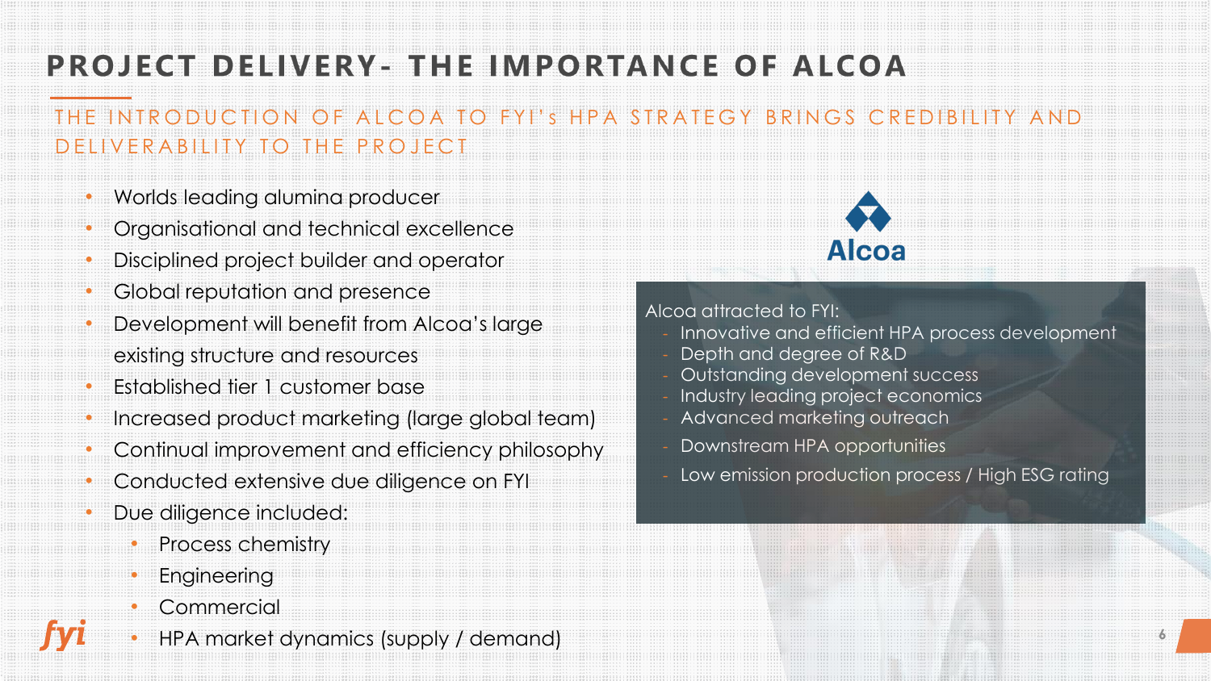# PROJECT DELIVERY- THE IMPORTANCE OF ALCOA

## THE INTRODUCTION OF ALCOA TO FYI's HPA STRATEGY BRINGS CREDIBILITY AND DELIVERABILITY TO THE PROJECT

- Worlds leading alumina producer
- Organisational and technical excellence
- Disciplined project builder and operator
- Global reputation and presence
- Development will benefit from Alcoa's large existing structure and resources
- Established tier 1 customer base
- Increased product marketing (large global team)
- Continual improvement and efficiency philosophy
- Conducted extensive due diligence on FYI
- Due diligence included:
  - Process chemistry
  - Engineering
  - Commercial
  - HPA market dynamics (supply / demand)

Alcoa

Alcoa attracted to FYI:

- Innovative and efficient HPA process development
- Depth and degree of R&D
- Outstanding development success
- Industry leading project economics
- Advanced marketing outreach
- Downstream HPA opportunities
- Low emission production process / High ESG rating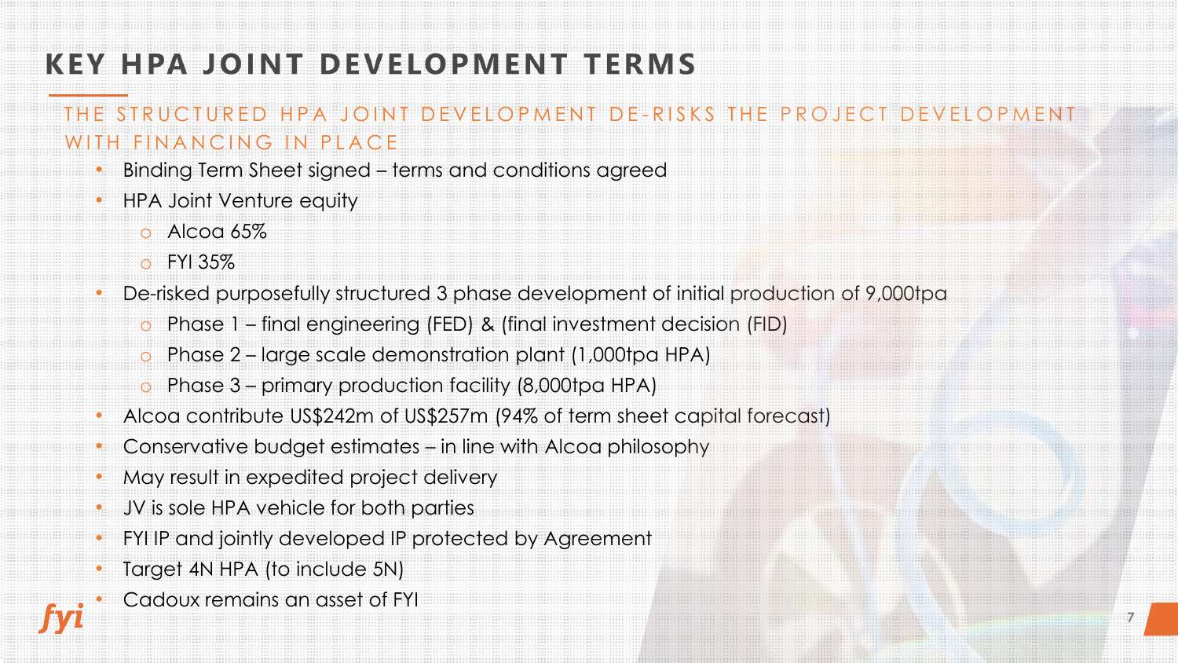# KEY HPA JOINT DEVELOPMENT TERMS

## THE STRUCTURED HPA JOINT DEVELOPMENT DE-RISKS THE PROJECT DEVELOPMENT WITH FINANCING IN PLACE

- Binding Term Sheet signed – terms and conditions agreed
- HPA Joint Venture equity
  - Alcoa 65%
  - FYI 35%
- De-risked purposefully structured 3 phase development of initial production of 9,000tpa
  - Phase 1 – final engineering (FED) & (final investment decision (FID)
  - Phase 2 – large scale demonstration plant (1,000tpa HPA)
  - Phase 3 – primary production facility (8,000tpa HPA)
- Alcoa contribute US$242m of US$257m (94% of term sheet capital forecast)
- Conservative budget estimates – in line with Alcoa philosophy
- May result in expedited project delivery
- JV is sole HPA vehicle for both parties
- FYI IP and jointly developed IP protected by Agreement
- Target 4N HPA (to include 5N)
- Cadoux remains an asset of FYI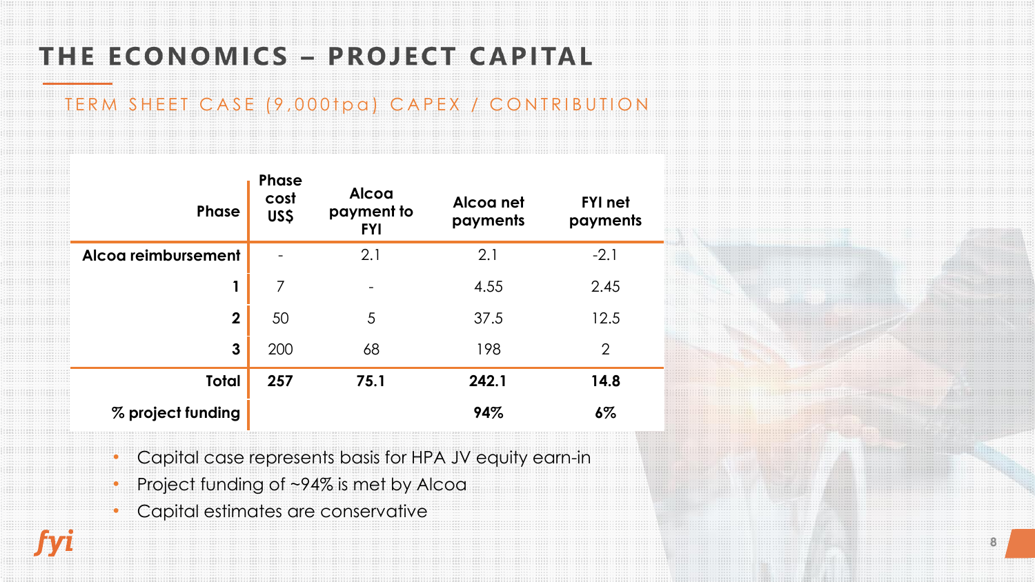# THE ECONOMICS – PROJECT CAPITAL

## TERM SHEET CASE (9,000tpa) CAPEX / CONTRIBUTION

| Phase | Phase cost US$ | Alcoa payment to FYI | Alcoa net payments | FYI net payments |
|---|---|---|---|---|
| **Alcoa reimbursement** | - | 2.1 | 2.1 | -2.1 |
| **1** | 7 | - | 4.55 | 2.45 |
| **2** | 50 | 5 | 37.5 | 12.5 |
| **3** | 200 | 68 | 198 | 2 |
| **Total** | **257** | **75.1** | **242.1** | **14.8** |
| **% project funding** | | | **94%** | **6%** |

- Capital case represents basis for HPA JV equity earn-in
- Project funding of ~94% is met by Alcoa
- Capital estimates are conservative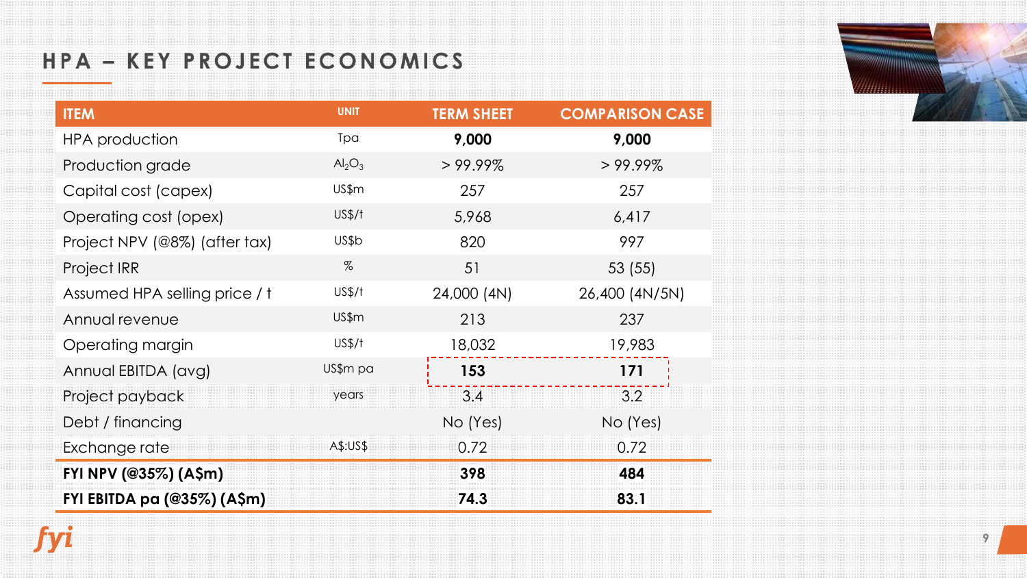# HPA – KEY PROJECT ECONOMICS

| ITEM | UNIT | TERM SHEET | COMPARISON CASE |
|---|---|---|---|
| HPA production | Tpa | **9,000** | **9,000** |
| Production grade | $Al_2O_3$ | > 99.99% | > 99.99% |
| Capital cost (capex) | US$m | 257 | 257 |
| Operating cost (opex) | US$/t | 5,968 | 6,417 |
| Project NPV (@8%) (after tax) | US$b | 820 | 997 |
| Project IRR | % | 51 | 53 (55) |
| Assumed HPA selling price / t | US$/t | 24,000 (4N) | 26,400 (4N/5N) |
| Annual revenue | US$m | 213 | 237 |
| Operating margin | US$/t | 18,032 | 19,983 |
| Annual EBITDA (avg) | US$m pa | **153** | **171** |
| Project payback | years | 3.4 | 3.2 |
| Debt / financing | | No (Yes) | No (Yes) |
| Exchange rate | A$:US$ | 0.72 | 0.72 |
| **FYI NPV (@35%) (A$m)** | | **398** | **484** |
| **FYI EBITDA pa (@35%) (A$m)** | | **74.3** | **83.1** |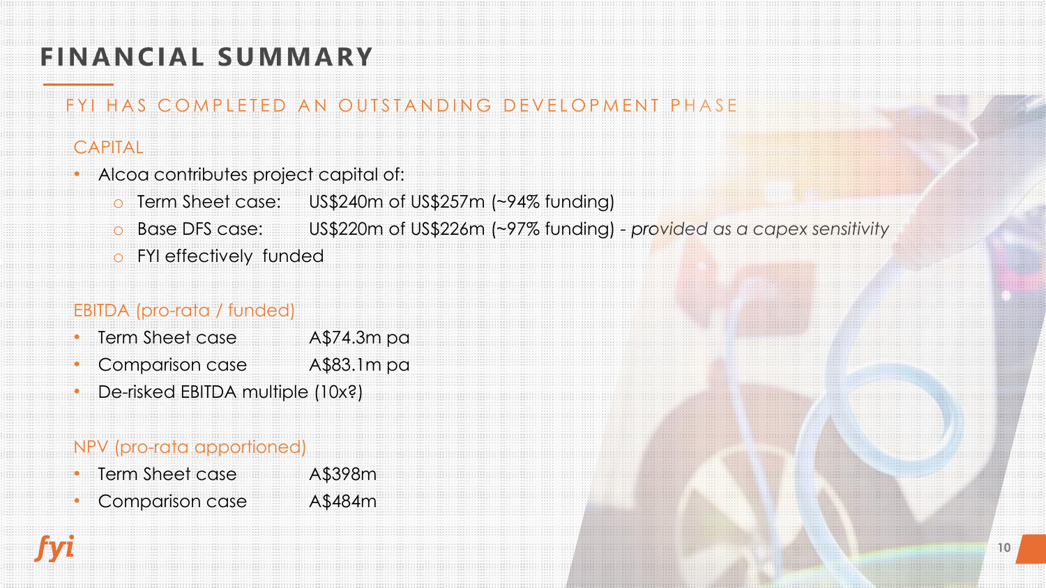# FINANCIAL SUMMARY

## FYI HAS COMPLETED AN OUTSTANDING DEVELOPMENT PHASE

### CAPITAL

- Alcoa contributes project capital of:
  - Term Sheet case: US$240m of US$257m (~94% funding)
  - Base DFS case: US$220m of US$226m (~97% funding) - *provided as a capex sensitivity*
  - FYI effectively funded

### EBITDA (pro-rata / funded)

- Term Sheet case A$74.3m pa
- Comparison case A$83.1m pa
- De-risked EBITDA multiple (10x?)

### NPV (pro-rata apportioned)

- Term Sheet case A$398m
- Comparison case A$484m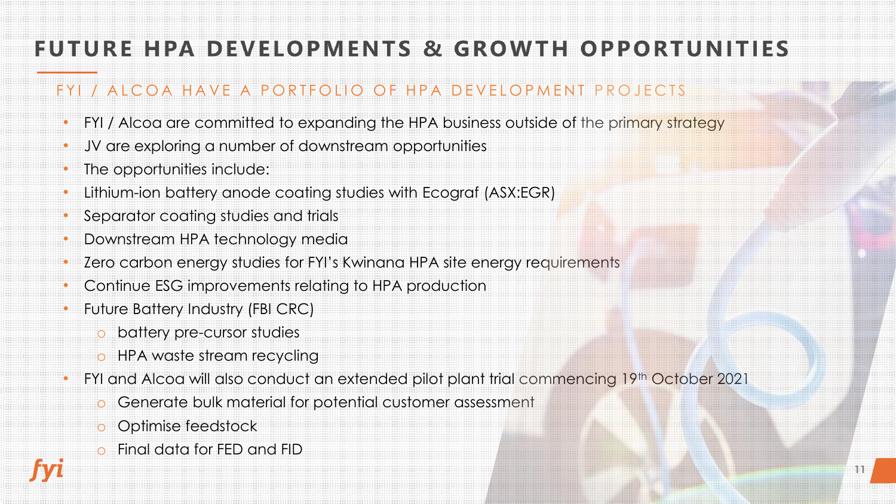# FUTURE HPA DEVELOPMENTS & GROWTH OPPORTUNITIES

## FYI / ALCOA HAVE A PORTFOLIO OF HPA DEVELOPMENT PROJECTS

- FYI / Alcoa are committed to expanding the HPA business outside of the primary strategy
- JV are exploring a number of downstream opportunities
- The opportunities include:
- Lithium-ion battery anode coating studies with Ecograf (ASX:EGR)
- Separator coating studies and trials
- Downstream HPA technology media
- Zero carbon energy studies for FYI's Kwinana HPA site energy requirements
- Continue ESG improvements relating to HPA production
- Future Battery Industry (FBI CRC)
  - battery pre-cursor studies
  - HPA waste stream recycling
- FYI and Alcoa will also conduct an extended pilot plant trial commencing 19th October 2021
  - Generate bulk material for potential customer assessment
  - Optimise feedstock
  - Final data for FED and FID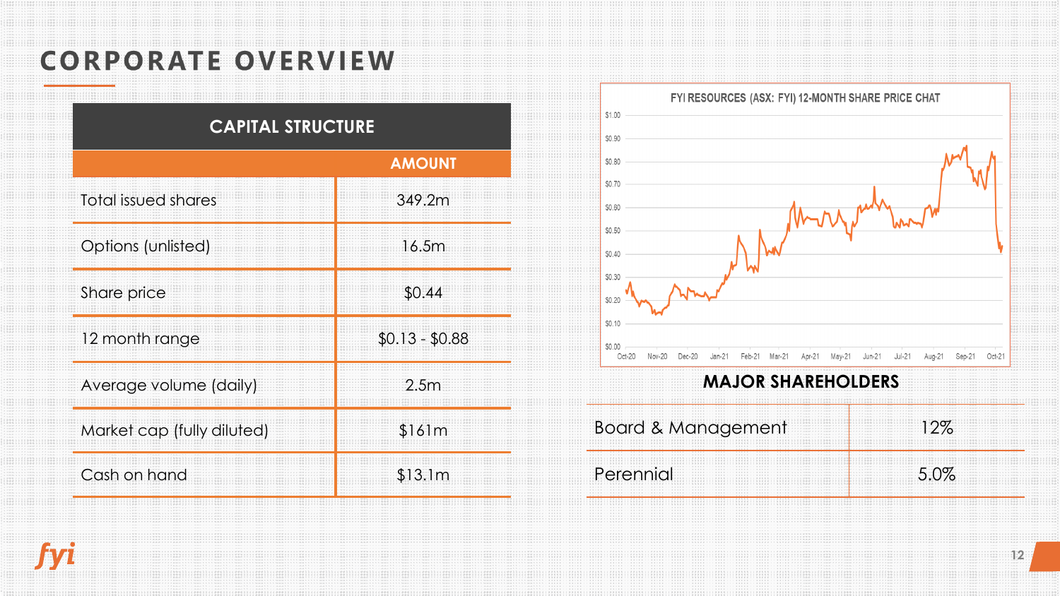# CORPORATE OVERVIEW

| CAPITAL STRUCTURE | AMOUNT |
|---|---|
| Total issued shares | 349.2m |
| Options (unlisted) | 16.5m |
| Share price | $0.44 |
| 12 month range | $0.13 - $0.88 |
| Average volume (daily) | 2.5m |
| Market cap (fully diluted) | $161m |
| Cash on hand | $13.1m |

FYI RESOURCES (ASX: FYI) 12-MONTH SHARE PRICE CHAT

## MAJOR SHAREHOLDERS

| Shareholder | Holding |
|---|---|
| Board & Management | 12% |
| Perennial | 5.0% |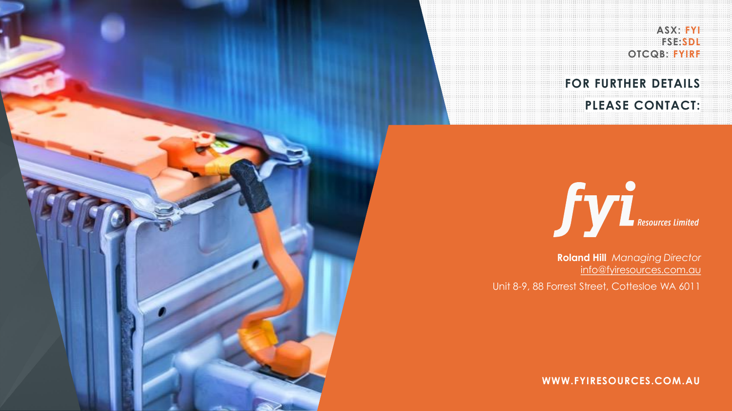ASX: **FYI**
FSE:**SDL**
OTCQB: **FYIRF**

## FOR FURTHER DETAILS PLEASE CONTACT:

fyi Resources Limited

**Roland Hill** *Managing Director*
info@fyiresources.com.au

Unit 8-9, 88 Forrest Street, Cottesloe WA 6011

**WWW.FYIRESOURCES.COM.AU**